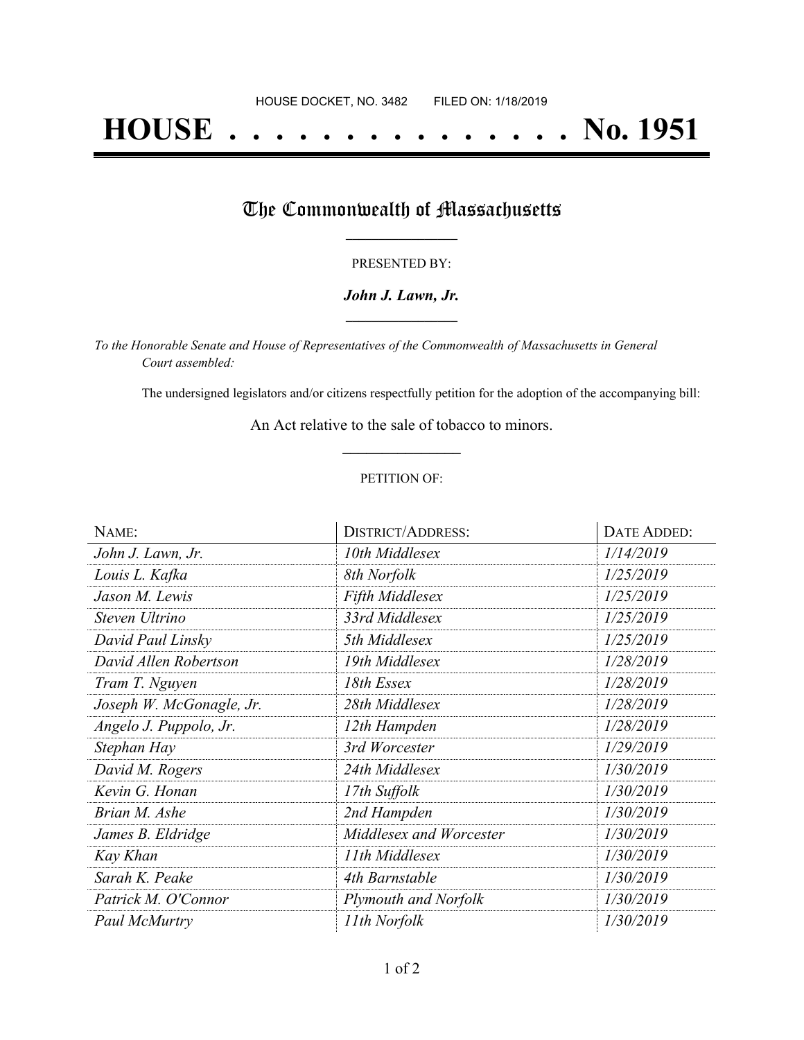HOUSE DOCKET, NO. 3482 FILED ON: 1/18/2019

# HOUSE . . . . . . . . . . . . . . . No. 1951

## The Commonwealth of Massachusetts

PRESENTED BY:

***John J. Lawn, Jr.***

*To the Honorable Senate and House of Representatives of the Commonwealth of Massachusetts in General Court assembled:*

The undersigned legislators and/or citizens respectfully petition for the adoption of the accompanying bill:

An Act relative to the sale of tobacco to minors.

PETITION OF:

| NAME: | DISTRICT/ADDRESS: | DATE ADDED: |
|---|---|---|
| *John J. Lawn, Jr.* | *10th Middlesex* | *1/14/2019* |
| *Louis L. Kafka* | *8th Norfolk* | *1/25/2019* |
| *Jason M. Lewis* | *Fifth Middlesex* | *1/25/2019* |
| *Steven Ultrino* | *33rd Middlesex* | *1/25/2019* |
| *David Paul Linsky* | *5th Middlesex* | *1/25/2019* |
| *David Allen Robertson* | *19th Middlesex* | *1/28/2019* |
| *Tram T. Nguyen* | *18th Essex* | *1/28/2019* |
| *Joseph W. McGonagle, Jr.* | *28th Middlesex* | *1/28/2019* |
| *Angelo J. Puppolo, Jr.* | *12th Hampden* | *1/28/2019* |
| *Stephan Hay* | *3rd Worcester* | *1/29/2019* |
| *David M. Rogers* | *24th Middlesex* | *1/30/2019* |
| *Kevin G. Honan* | *17th Suffolk* | *1/30/2019* |
| *Brian M. Ashe* | *2nd Hampden* | *1/30/2019* |
| *James B. Eldridge* | *Middlesex and Worcester* | *1/30/2019* |
| *Kay Khan* | *11th Middlesex* | *1/30/2019* |
| *Sarah K. Peake* | *4th Barnstable* | *1/30/2019* |
| *Patrick M. O'Connor* | *Plymouth and Norfolk* | *1/30/2019* |
| *Paul McMurtry* | *11th Norfolk* | *1/30/2019* |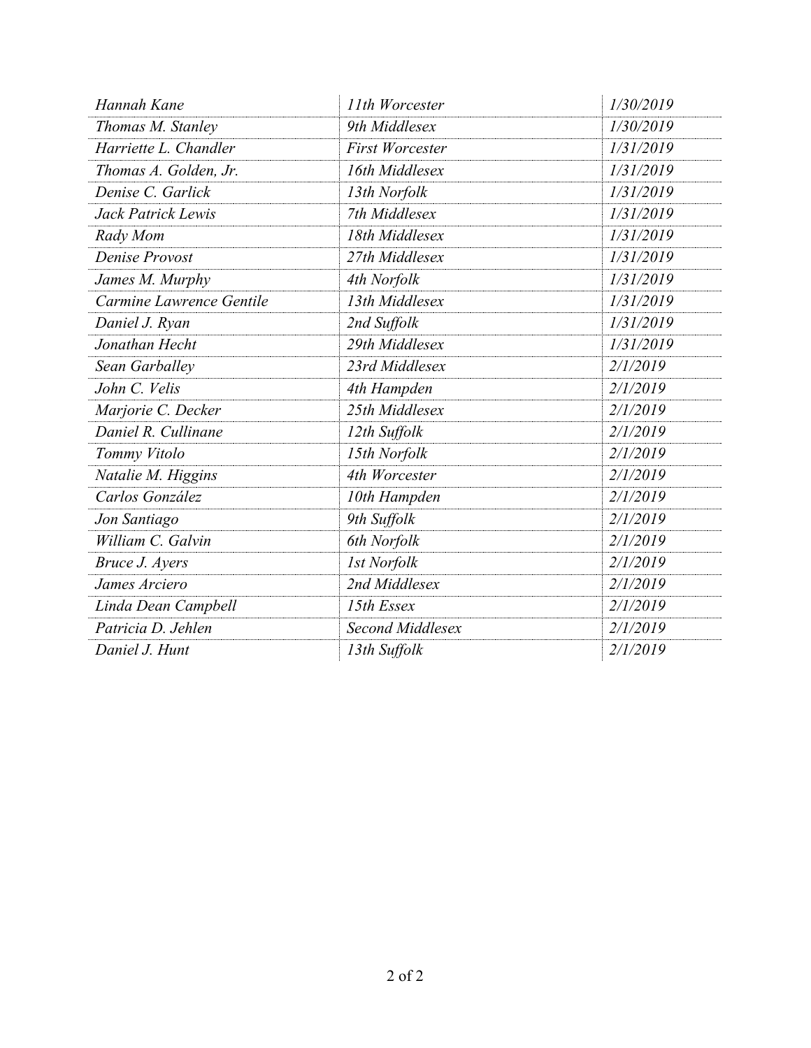| | | |
|---|---|---|
| *Hannah Kane* | *11th Worcester* | *1/30/2019* |
| *Thomas M. Stanley* | *9th Middlesex* | *1/30/2019* |
| *Harriette L. Chandler* | *First Worcester* | *1/31/2019* |
| *Thomas A. Golden, Jr.* | *16th Middlesex* | *1/31/2019* |
| *Denise C. Garlick* | *13th Norfolk* | *1/31/2019* |
| *Jack Patrick Lewis* | *7th Middlesex* | *1/31/2019* |
| *Rady Mom* | *18th Middlesex* | *1/31/2019* |
| *Denise Provost* | *27th Middlesex* | *1/31/2019* |
| *James M. Murphy* | *4th Norfolk* | *1/31/2019* |
| *Carmine Lawrence Gentile* | *13th Middlesex* | *1/31/2019* |
| *Daniel J. Ryan* | *2nd Suffolk* | *1/31/2019* |
| *Jonathan Hecht* | *29th Middlesex* | *1/31/2019* |
| *Sean Garballey* | *23rd Middlesex* | *2/1/2019* |
| *John C. Velis* | *4th Hampden* | *2/1/2019* |
| *Marjorie C. Decker* | *25th Middlesex* | *2/1/2019* |
| *Daniel R. Cullinane* | *12th Suffolk* | *2/1/2019* |
| *Tommy Vitolo* | *15th Norfolk* | *2/1/2019* |
| *Natalie M. Higgins* | *4th Worcester* | *2/1/2019* |
| *Carlos González* | *10th Hampden* | *2/1/2019* |
| *Jon Santiago* | *9th Suffolk* | *2/1/2019* |
| *William C. Galvin* | *6th Norfolk* | *2/1/2019* |
| *Bruce J. Ayers* | *1st Norfolk* | *2/1/2019* |
| *James Arciero* | *2nd Middlesex* | *2/1/2019* |
| *Linda Dean Campbell* | *15th Essex* | *2/1/2019* |
| *Patricia D. Jehlen* | *Second Middlesex* | *2/1/2019* |
| *Daniel J. Hunt* | *13th Suffolk* | *2/1/2019* |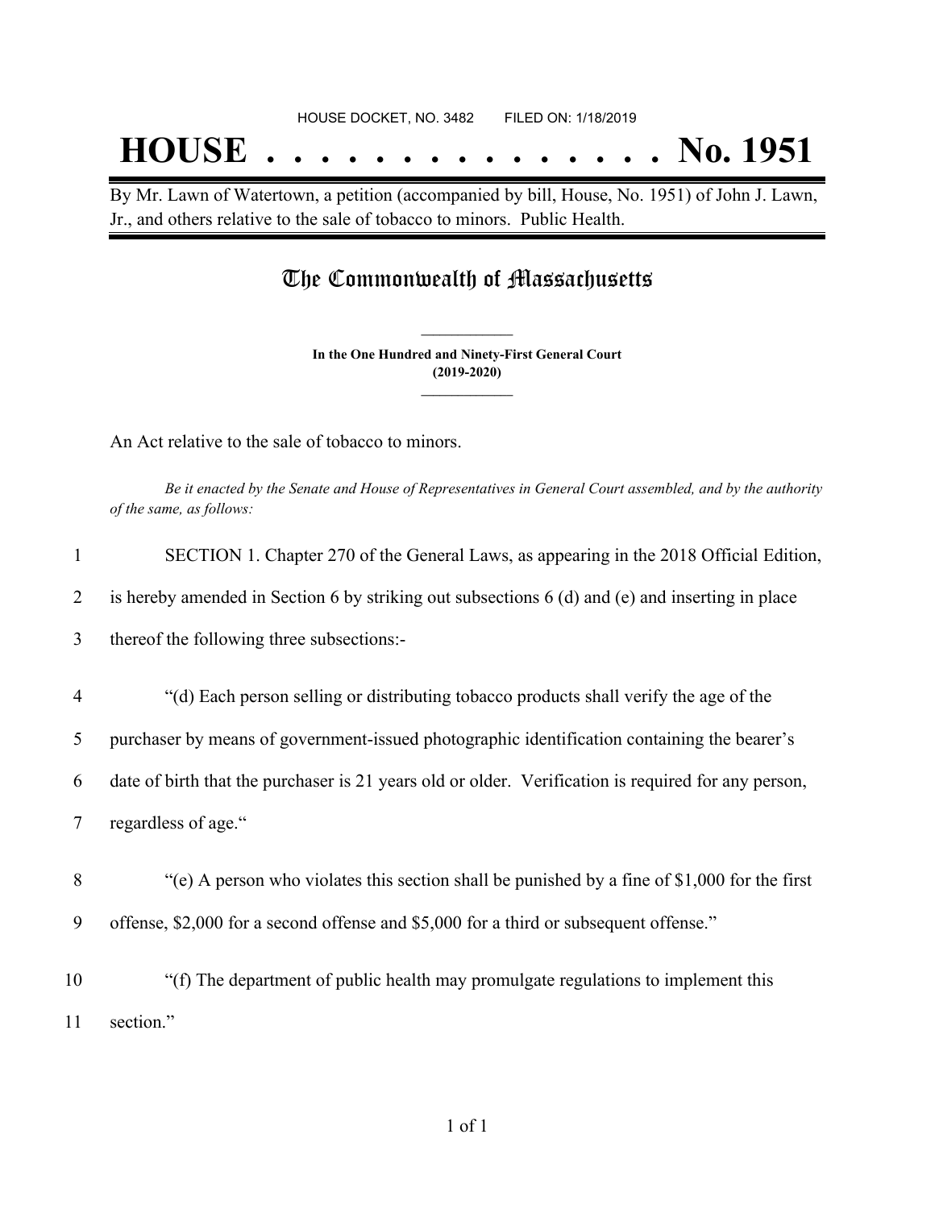HOUSE DOCKET, NO. 3482        FILED ON: 1/18/2019

# HOUSE . . . . . . . . . . . . . . . No. 1951

By Mr. Lawn of Watertown, a petition (accompanied by bill, House, No. 1951) of John J. Lawn, Jr., and others relative to the sale of tobacco to minors. Public Health.

## The Commonwealth of Massachusetts

**In the One Hundred and Ninety-First General Court**
**(2019-2020)**

An Act relative to the sale of tobacco to minors.

*Be it enacted by the Senate and House of Representatives in General Court assembled, and by the authority of the same, as follows:*

1 SECTION 1. Chapter 270 of the General Laws, as appearing in the 2018 Official Edition,
2 is hereby amended in Section 6 by striking out subsections 6 (d) and (e) and inserting in place
3 thereof the following three subsections:-

4 "(d) Each person selling or distributing tobacco products shall verify the age of the
5 purchaser by means of government-issued photographic identification containing the bearer's
6 date of birth that the purchaser is 21 years old or older. Verification is required for any person,
7 regardless of age."

8 "(e) A person who violates this section shall be punished by a fine of $1,000 for the first
9 offense, $2,000 for a second offense and $5,000 for a third or subsequent offense."

10 "(f) The department of public health may promulgate regulations to implement this
11 section."